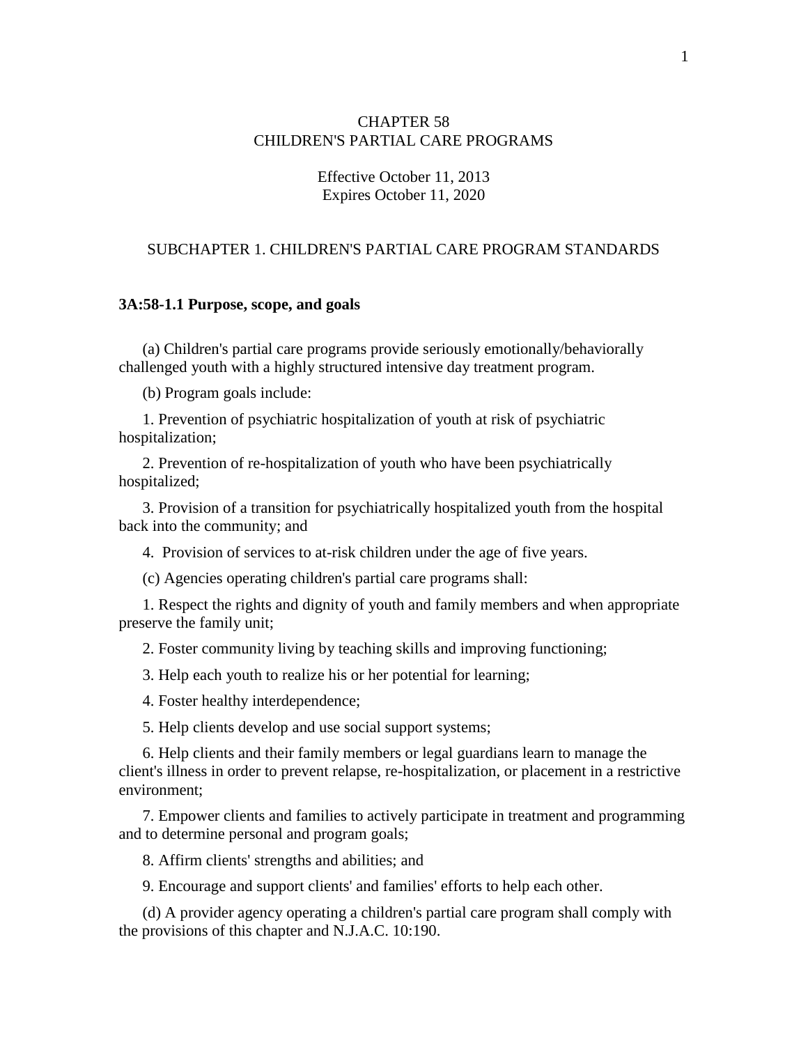# CHAPTER 58
# CHILDREN'S PARTIAL CARE PROGRAMS

Effective October 11, 2013
Expires October 11, 2020

## SUBCHAPTER 1. CHILDREN'S PARTIAL CARE PROGRAM STANDARDS

### 3A:58-1.1 Purpose, scope, and goals

(a) Children's partial care programs provide seriously emotionally/behaviorally challenged youth with a highly structured intensive day treatment program.

(b) Program goals include:

1. Prevention of psychiatric hospitalization of youth at risk of psychiatric hospitalization;

2. Prevention of re-hospitalization of youth who have been psychiatrically hospitalized;

3. Provision of a transition for psychiatrically hospitalized youth from the hospital back into the community; and

4. Provision of services to at-risk children under the age of five years.

(c) Agencies operating children's partial care programs shall:

1. Respect the rights and dignity of youth and family members and when appropriate preserve the family unit;

2. Foster community living by teaching skills and improving functioning;

3. Help each youth to realize his or her potential for learning;

4. Foster healthy interdependence;

5. Help clients develop and use social support systems;

6. Help clients and their family members or legal guardians learn to manage the client's illness in order to prevent relapse, re-hospitalization, or placement in a restrictive environment;

7. Empower clients and families to actively participate in treatment and programming and to determine personal and program goals;

8. Affirm clients' strengths and abilities; and

9. Encourage and support clients' and families' efforts to help each other.

(d) A provider agency operating a children's partial care program shall comply with the provisions of this chapter and N.J.A.C. 10:190.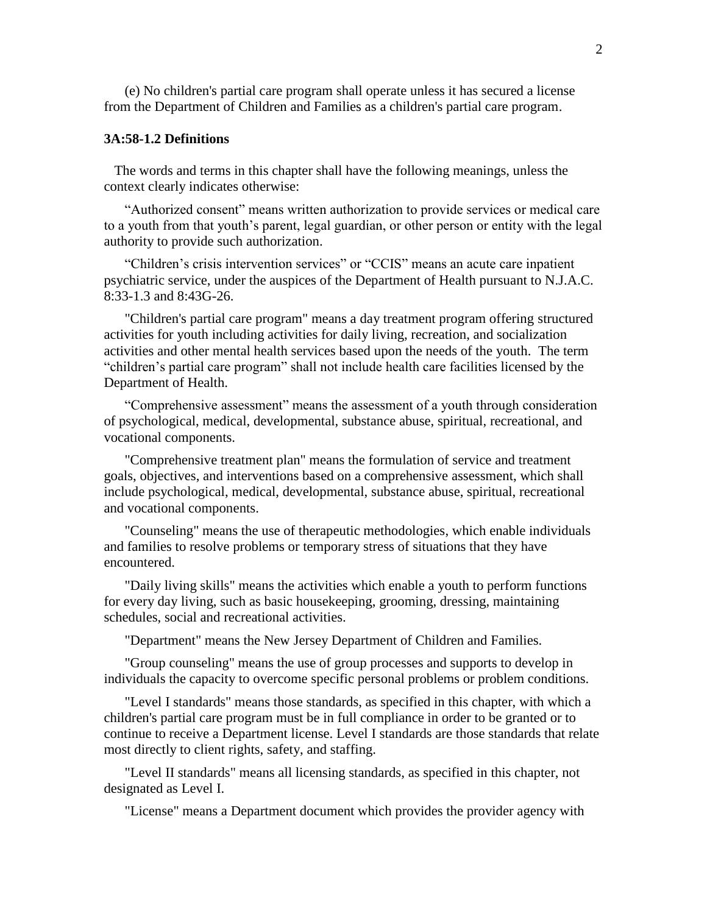(e) No children's partial care program shall operate unless it has secured a license from the Department of Children and Families as a children's partial care program.

**3A:58-1.2 Definitions**

The words and terms in this chapter shall have the following meanings, unless the context clearly indicates otherwise:

“Authorized consent” means written authorization to provide services or medical care to a youth from that youth’s parent, legal guardian, or other person or entity with the legal authority to provide such authorization.

“Children’s crisis intervention services” or “CCIS” means an acute care inpatient psychiatric service, under the auspices of the Department of Health pursuant to N.J.A.C. 8:33-1.3 and 8:43G-26.

"Children's partial care program" means a day treatment program offering structured activities for youth including activities for daily living, recreation, and socialization activities and other mental health services based upon the needs of the youth. The term “children’s partial care program” shall not include health care facilities licensed by the Department of Health.

“Comprehensive assessment” means the assessment of a youth through consideration of psychological, medical, developmental, substance abuse, spiritual, recreational, and vocational components.

"Comprehensive treatment plan" means the formulation of service and treatment goals, objectives, and interventions based on a comprehensive assessment, which shall include psychological, medical, developmental, substance abuse, spiritual, recreational and vocational components.

"Counseling" means the use of therapeutic methodologies, which enable individuals and families to resolve problems or temporary stress of situations that they have encountered.

"Daily living skills" means the activities which enable a youth to perform functions for every day living, such as basic housekeeping, grooming, dressing, maintaining schedules, social and recreational activities.

"Department" means the New Jersey Department of Children and Families.

"Group counseling" means the use of group processes and supports to develop in individuals the capacity to overcome specific personal problems or problem conditions.

"Level I standards" means those standards, as specified in this chapter, with which a children's partial care program must be in full compliance in order to be granted or to continue to receive a Department license. Level I standards are those standards that relate most directly to client rights, safety, and staffing.

"Level II standards" means all licensing standards, as specified in this chapter, not designated as Level I.

"License" means a Department document which provides the provider agency with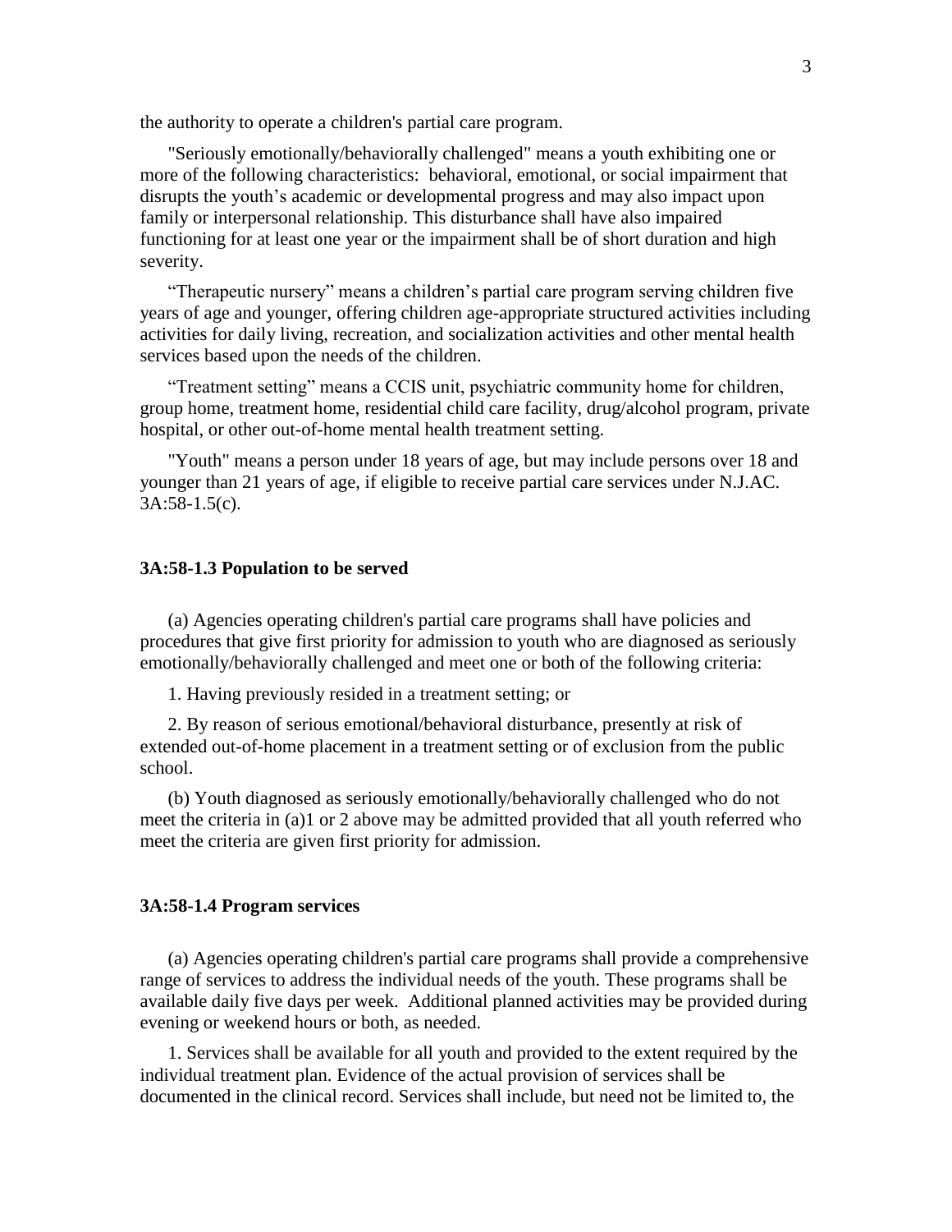the authority to operate a children's partial care program.

"Seriously emotionally/behaviorally challenged" means a youth exhibiting one or more of the following characteristics: behavioral, emotional, or social impairment that disrupts the youth's academic or developmental progress and may also impact upon family or interpersonal relationship. This disturbance shall have also impaired functioning for at least one year or the impairment shall be of short duration and high severity.

"Therapeutic nursery" means a children's partial care program serving children five years of age and younger, offering children age-appropriate structured activities including activities for daily living, recreation, and socialization activities and other mental health services based upon the needs of the children.

"Treatment setting" means a CCIS unit, psychiatric community home for children, group home, treatment home, residential child care facility, drug/alcohol program, private hospital, or other out-of-home mental health treatment setting.

"Youth" means a person under 18 years of age, but may include persons over 18 and younger than 21 years of age, if eligible to receive partial care services under N.J.AC. 3A:58-1.5(c).

### 3A:58-1.3 Population to be served

(a) Agencies operating children's partial care programs shall have policies and procedures that give first priority for admission to youth who are diagnosed as seriously emotionally/behaviorally challenged and meet one or both of the following criteria:

1. Having previously resided in a treatment setting; or

2. By reason of serious emotional/behavioral disturbance, presently at risk of extended out-of-home placement in a treatment setting or of exclusion from the public school.

(b) Youth diagnosed as seriously emotionally/behaviorally challenged who do not meet the criteria in (a)1 or 2 above may be admitted provided that all youth referred who meet the criteria are given first priority for admission.

### 3A:58-1.4 Program services

(a) Agencies operating children's partial care programs shall provide a comprehensive range of services to address the individual needs of the youth. These programs shall be available daily five days per week. Additional planned activities may be provided during evening or weekend hours or both, as needed.

1. Services shall be available for all youth and provided to the extent required by the individual treatment plan. Evidence of the actual provision of services shall be documented in the clinical record. Services shall include, but need not be limited to, the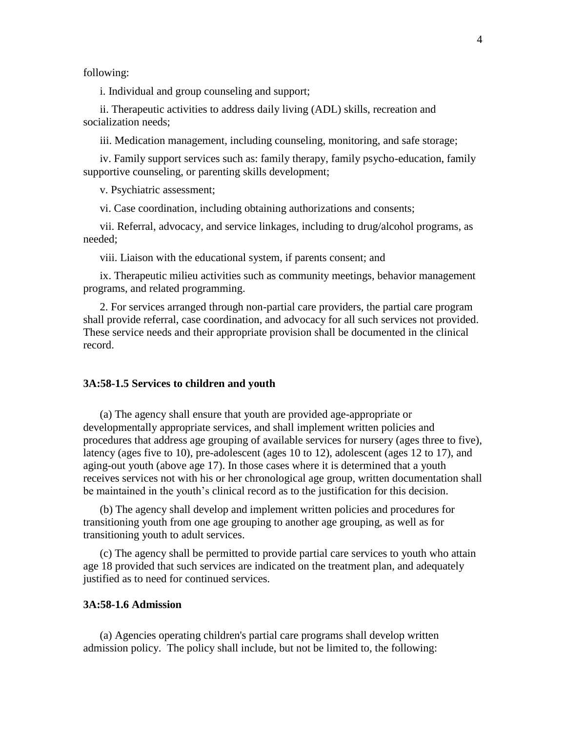following:

i. Individual and group counseling and support;

ii. Therapeutic activities to address daily living (ADL) skills, recreation and socialization needs;

iii. Medication management, including counseling, monitoring, and safe storage;

iv. Family support services such as: family therapy, family psycho-education, family supportive counseling, or parenting skills development;

v. Psychiatric assessment;

vi. Case coordination, including obtaining authorizations and consents;

vii. Referral, advocacy, and service linkages, including to drug/alcohol programs, as needed;

viii. Liaison with the educational system, if parents consent; and

ix. Therapeutic milieu activities such as community meetings, behavior management programs, and related programming.

2. For services arranged through non-partial care providers, the partial care program shall provide referral, case coordination, and advocacy for all such services not provided. These service needs and their appropriate provision shall be documented in the clinical record.

**3A:58-1.5 Services to children and youth**

(a) The agency shall ensure that youth are provided age-appropriate or developmentally appropriate services, and shall implement written policies and procedures that address age grouping of available services for nursery (ages three to five), latency (ages five to 10), pre-adolescent (ages 10 to 12), adolescent (ages 12 to 17), and aging-out youth (above age 17). In those cases where it is determined that a youth receives services not with his or her chronological age group, written documentation shall be maintained in the youth's clinical record as to the justification for this decision.

(b) The agency shall develop and implement written policies and procedures for transitioning youth from one age grouping to another age grouping, as well as for transitioning youth to adult services.

(c) The agency shall be permitted to provide partial care services to youth who attain age 18 provided that such services are indicated on the treatment plan, and adequately justified as to need for continued services.

**3A:58-1.6 Admission**

(a) Agencies operating children's partial care programs shall develop written admission policy. The policy shall include, but not be limited to, the following: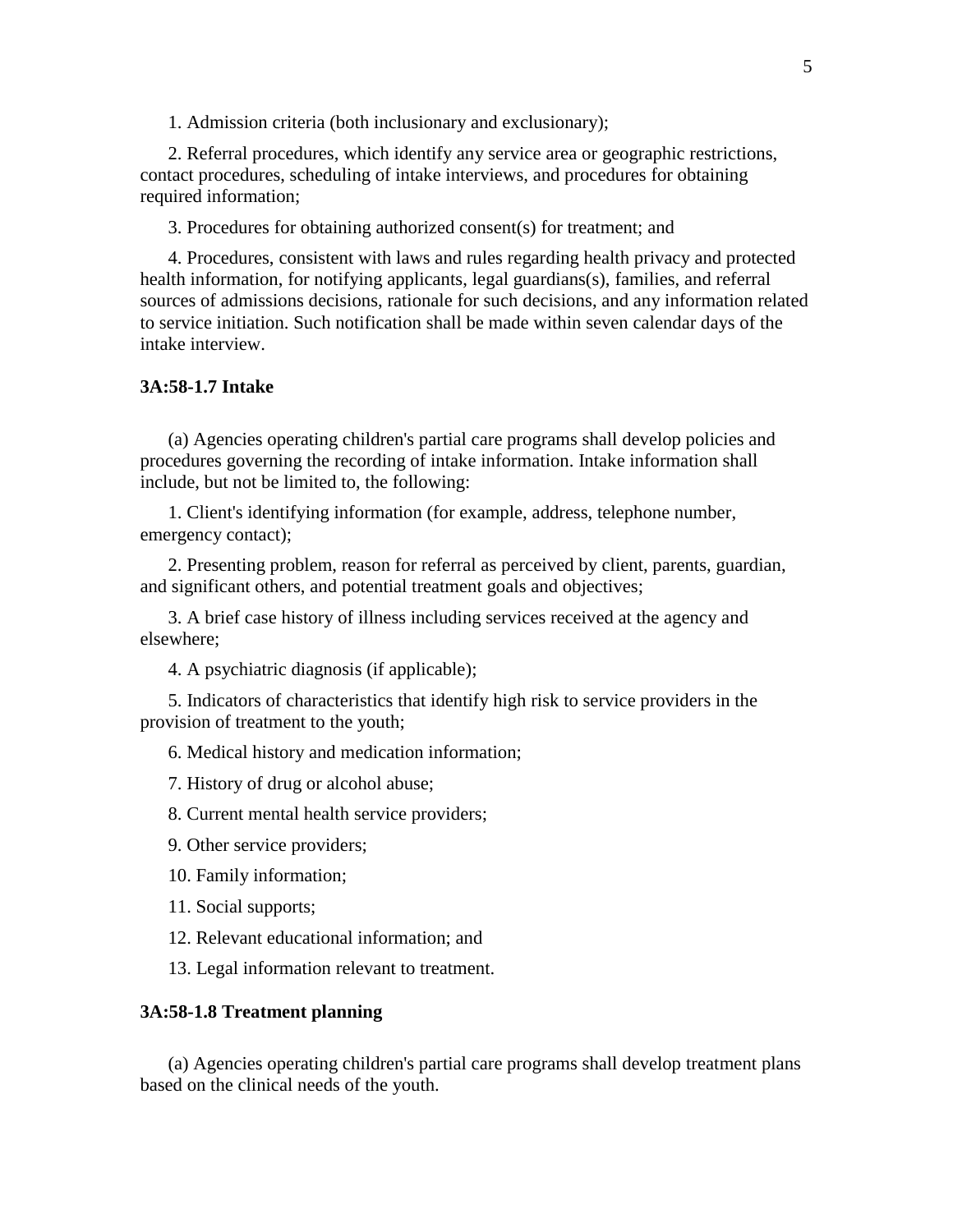1. Admission criteria (both inclusionary and exclusionary);

2. Referral procedures, which identify any service area or geographic restrictions, contact procedures, scheduling of intake interviews, and procedures for obtaining required information;

3. Procedures for obtaining authorized consent(s) for treatment; and

4. Procedures, consistent with laws and rules regarding health privacy and protected health information, for notifying applicants, legal guardians(s), families, and referral sources of admissions decisions, rationale for such decisions, and any information related to service initiation. Such notification shall be made within seven calendar days of the intake interview.

**3A:58-1.7 Intake**

(a) Agencies operating children's partial care programs shall develop policies and procedures governing the recording of intake information. Intake information shall include, but not be limited to, the following:

1. Client's identifying information (for example, address, telephone number, emergency contact);

2. Presenting problem, reason for referral as perceived by client, parents, guardian, and significant others, and potential treatment goals and objectives;

3. A brief case history of illness including services received at the agency and elsewhere;

4. A psychiatric diagnosis (if applicable);

5. Indicators of characteristics that identify high risk to service providers in the provision of treatment to the youth;

6. Medical history and medication information;

7. History of drug or alcohol abuse;

8. Current mental health service providers;

9. Other service providers;

10. Family information;

11. Social supports;

12. Relevant educational information; and

13. Legal information relevant to treatment.

**3A:58-1.8 Treatment planning**

(a) Agencies operating children's partial care programs shall develop treatment plans based on the clinical needs of the youth.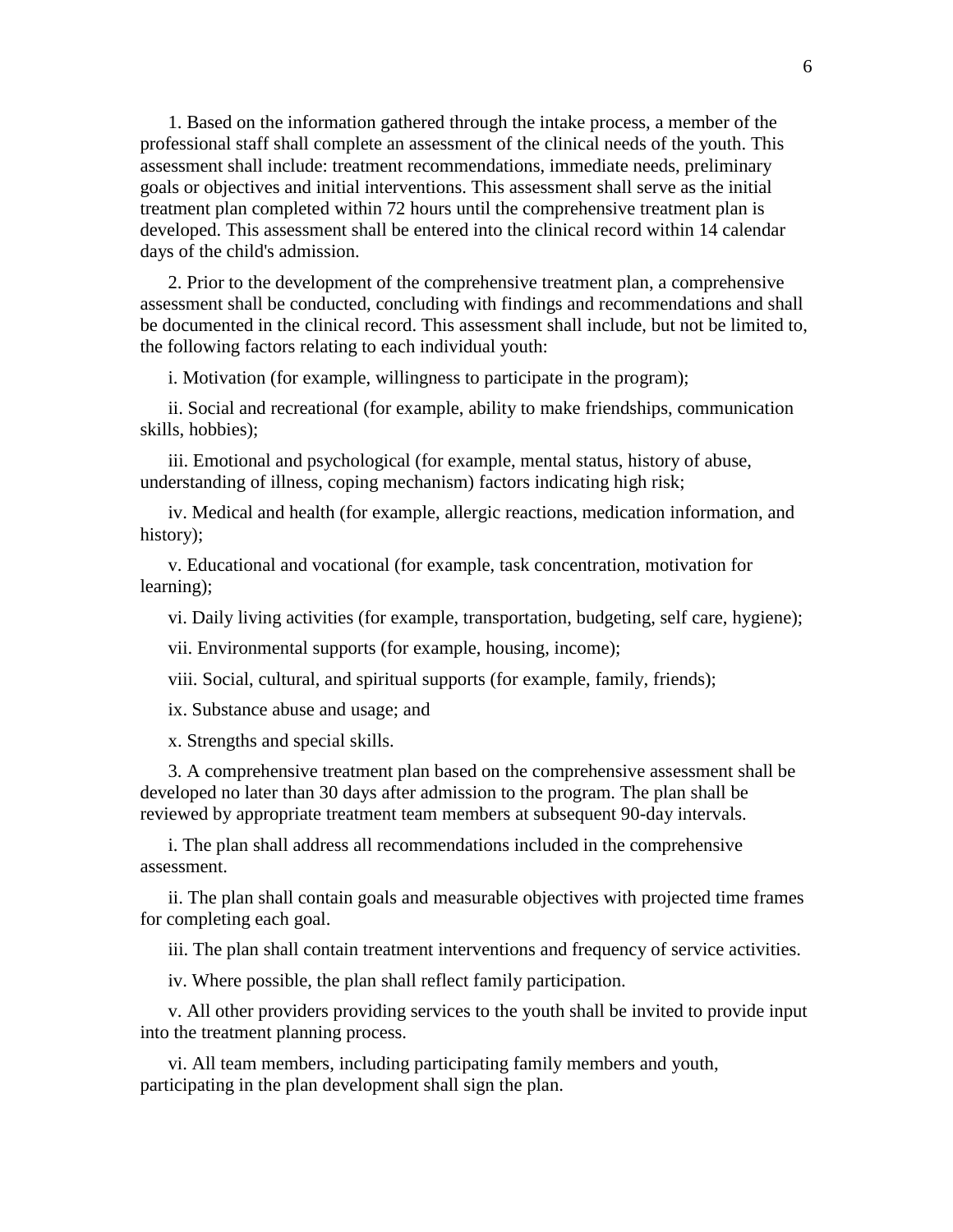1. Based on the information gathered through the intake process, a member of the professional staff shall complete an assessment of the clinical needs of the youth. This assessment shall include: treatment recommendations, immediate needs, preliminary goals or objectives and initial interventions. This assessment shall serve as the initial treatment plan completed within 72 hours until the comprehensive treatment plan is developed. This assessment shall be entered into the clinical record within 14 calendar days of the child's admission.

2. Prior to the development of the comprehensive treatment plan, a comprehensive assessment shall be conducted, concluding with findings and recommendations and shall be documented in the clinical record. This assessment shall include, but not be limited to, the following factors relating to each individual youth:

i. Motivation (for example, willingness to participate in the program);

ii. Social and recreational (for example, ability to make friendships, communication skills, hobbies);

iii. Emotional and psychological (for example, mental status, history of abuse, understanding of illness, coping mechanism) factors indicating high risk;

iv. Medical and health (for example, allergic reactions, medication information, and history);

v. Educational and vocational (for example, task concentration, motivation for learning);

vi. Daily living activities (for example, transportation, budgeting, self care, hygiene);

vii. Environmental supports (for example, housing, income);

viii. Social, cultural, and spiritual supports (for example, family, friends);

ix. Substance abuse and usage; and

x. Strengths and special skills.

3. A comprehensive treatment plan based on the comprehensive assessment shall be developed no later than 30 days after admission to the program. The plan shall be reviewed by appropriate treatment team members at subsequent 90-day intervals.

i. The plan shall address all recommendations included in the comprehensive assessment.

ii. The plan shall contain goals and measurable objectives with projected time frames for completing each goal.

iii. The plan shall contain treatment interventions and frequency of service activities.

iv. Where possible, the plan shall reflect family participation.

v. All other providers providing services to the youth shall be invited to provide input into the treatment planning process.

vi. All team members, including participating family members and youth, participating in the plan development shall sign the plan.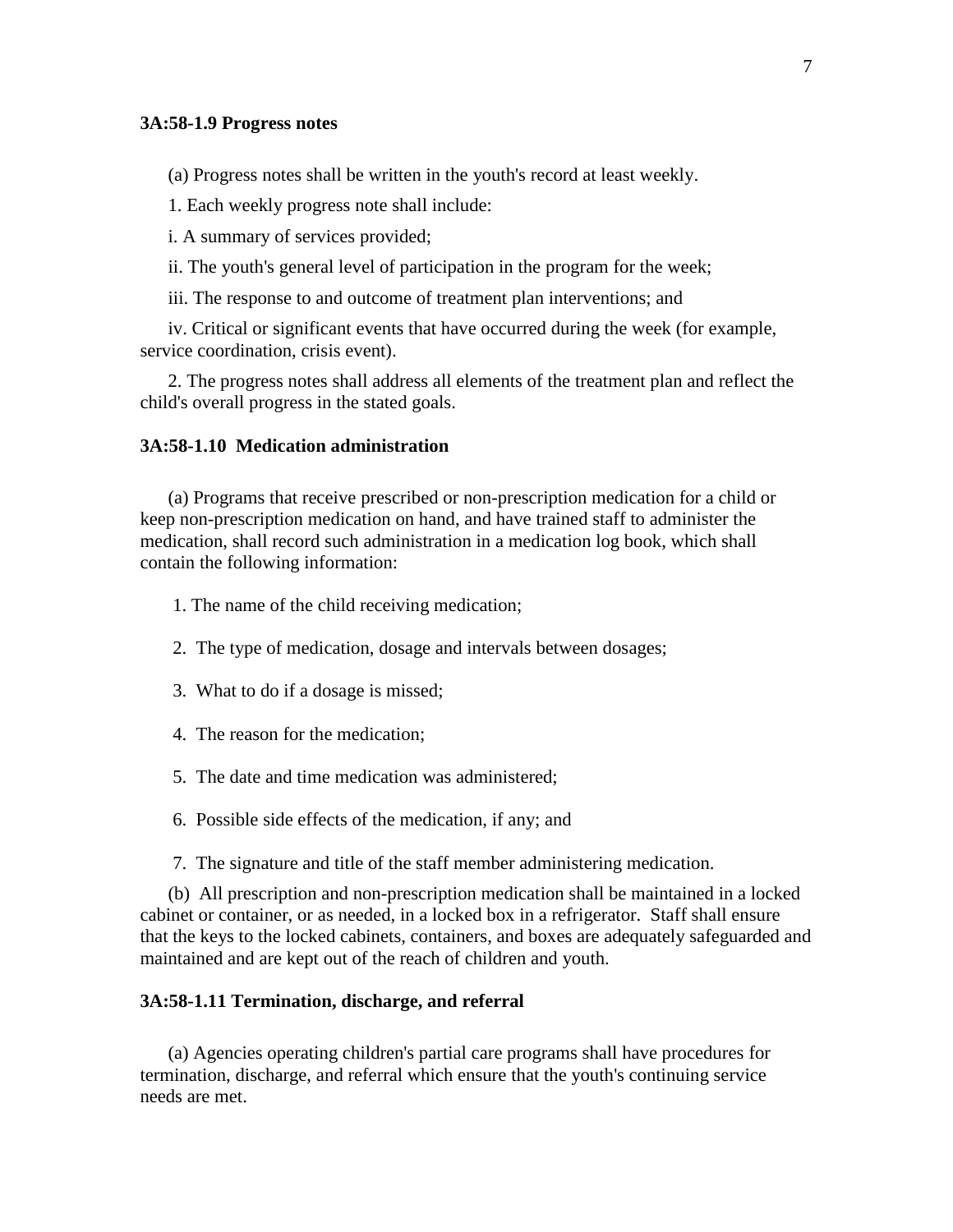**3A:58-1.9 Progress notes**

(a) Progress notes shall be written in the youth's record at least weekly.

1. Each weekly progress note shall include:

i. A summary of services provided;

ii. The youth's general level of participation in the program for the week;

iii. The response to and outcome of treatment plan interventions; and

iv. Critical or significant events that have occurred during the week (for example, service coordination, crisis event).

2. The progress notes shall address all elements of the treatment plan and reflect the child's overall progress in the stated goals.

**3A:58-1.10 Medication administration**

(a) Programs that receive prescribed or non-prescription medication for a child or keep non-prescription medication on hand, and have trained staff to administer the medication, shall record such administration in a medication log book, which shall contain the following information:

1. The name of the child receiving medication;

2. The type of medication, dosage and intervals between dosages;

3. What to do if a dosage is missed;

4. The reason for the medication;

5. The date and time medication was administered;

6. Possible side effects of the medication, if any; and

7. The signature and title of the staff member administering medication.

(b) All prescription and non-prescription medication shall be maintained in a locked cabinet or container, or as needed, in a locked box in a refrigerator. Staff shall ensure that the keys to the locked cabinets, containers, and boxes are adequately safeguarded and maintained and are kept out of the reach of children and youth.

**3A:58-1.11 Termination, discharge, and referral**

(a) Agencies operating children's partial care programs shall have procedures for termination, discharge, and referral which ensure that the youth's continuing service needs are met.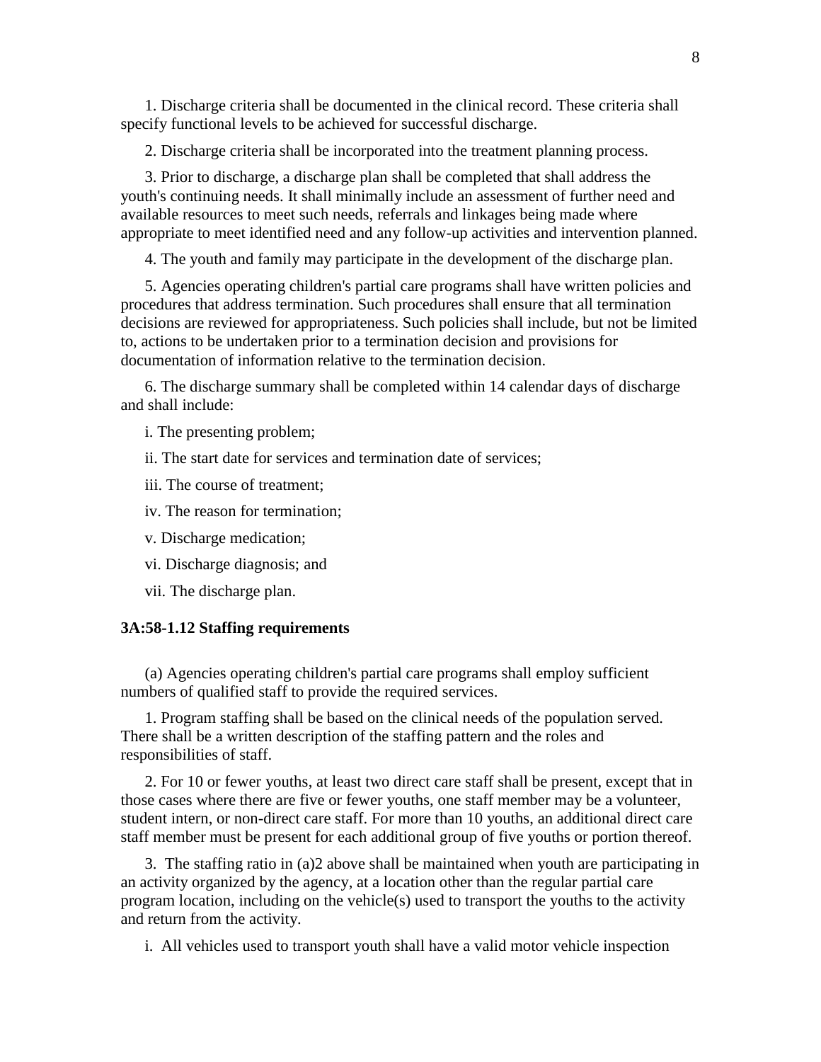1. Discharge criteria shall be documented in the clinical record. These criteria shall specify functional levels to be achieved for successful discharge.

2. Discharge criteria shall be incorporated into the treatment planning process.

3. Prior to discharge, a discharge plan shall be completed that shall address the youth's continuing needs. It shall minimally include an assessment of further need and available resources to meet such needs, referrals and linkages being made where appropriate to meet identified need and any follow-up activities and intervention planned.

4. The youth and family may participate in the development of the discharge plan.

5. Agencies operating children's partial care programs shall have written policies and procedures that address termination. Such procedures shall ensure that all termination decisions are reviewed for appropriateness. Such policies shall include, but not be limited to, actions to be undertaken prior to a termination decision and provisions for documentation of information relative to the termination decision.

6. The discharge summary shall be completed within 14 calendar days of discharge and shall include:

i. The presenting problem;

ii. The start date for services and termination date of services;

iii. The course of treatment;

iv. The reason for termination;

v. Discharge medication;

vi. Discharge diagnosis; and

vii. The discharge plan.

**3A:58-1.12 Staffing requirements**

(a) Agencies operating children's partial care programs shall employ sufficient numbers of qualified staff to provide the required services.

1. Program staffing shall be based on the clinical needs of the population served. There shall be a written description of the staffing pattern and the roles and responsibilities of staff.

2. For 10 or fewer youths, at least two direct care staff shall be present, except that in those cases where there are five or fewer youths, one staff member may be a volunteer, student intern, or non-direct care staff. For more than 10 youths, an additional direct care staff member must be present for each additional group of five youths or portion thereof.

3. The staffing ratio in (a)2 above shall be maintained when youth are participating in an activity organized by the agency, at a location other than the regular partial care program location, including on the vehicle(s) used to transport the youths to the activity and return from the activity.

i. All vehicles used to transport youth shall have a valid motor vehicle inspection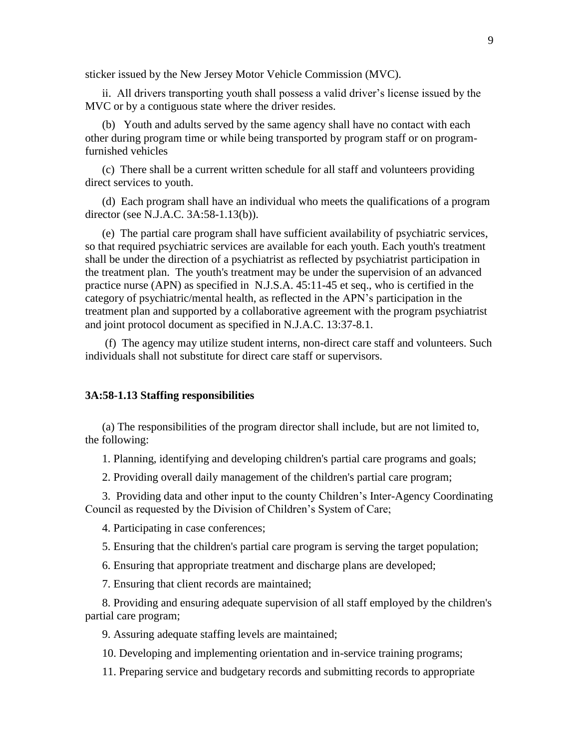sticker issued by the New Jersey Motor Vehicle Commission (MVC).

ii. All drivers transporting youth shall possess a valid driver's license issued by the MVC or by a contiguous state where the driver resides.

(b) Youth and adults served by the same agency shall have no contact with each other during program time or while being transported by program staff or on program-furnished vehicles

(c) There shall be a current written schedule for all staff and volunteers providing direct services to youth.

(d) Each program shall have an individual who meets the qualifications of a program director (see N.J.A.C. 3A:58-1.13(b)).

(e) The partial care program shall have sufficient availability of psychiatric services, so that required psychiatric services are available for each youth. Each youth's treatment shall be under the direction of a psychiatrist as reflected by psychiatrist participation in the treatment plan. The youth's treatment may be under the supervision of an advanced practice nurse (APN) as specified in N.J.S.A. 45:11-45 et seq., who is certified in the category of psychiatric/mental health, as reflected in the APN's participation in the treatment plan and supported by a collaborative agreement with the program psychiatrist and joint protocol document as specified in N.J.A.C. 13:37-8.1.

(f) The agency may utilize student interns, non-direct care staff and volunteers. Such individuals shall not substitute for direct care staff or supervisors.

### 3A:58-1.13 Staffing responsibilities

(a) The responsibilities of the program director shall include, but are not limited to, the following:

1. Planning, identifying and developing children's partial care programs and goals;

2. Providing overall daily management of the children's partial care program;

3. Providing data and other input to the county Children's Inter-Agency Coordinating Council as requested by the Division of Children's System of Care;

4. Participating in case conferences;

5. Ensuring that the children's partial care program is serving the target population;

6. Ensuring that appropriate treatment and discharge plans are developed;

7. Ensuring that client records are maintained;

8. Providing and ensuring adequate supervision of all staff employed by the children's partial care program;

9. Assuring adequate staffing levels are maintained;

10. Developing and implementing orientation and in-service training programs;

11. Preparing service and budgetary records and submitting records to appropriate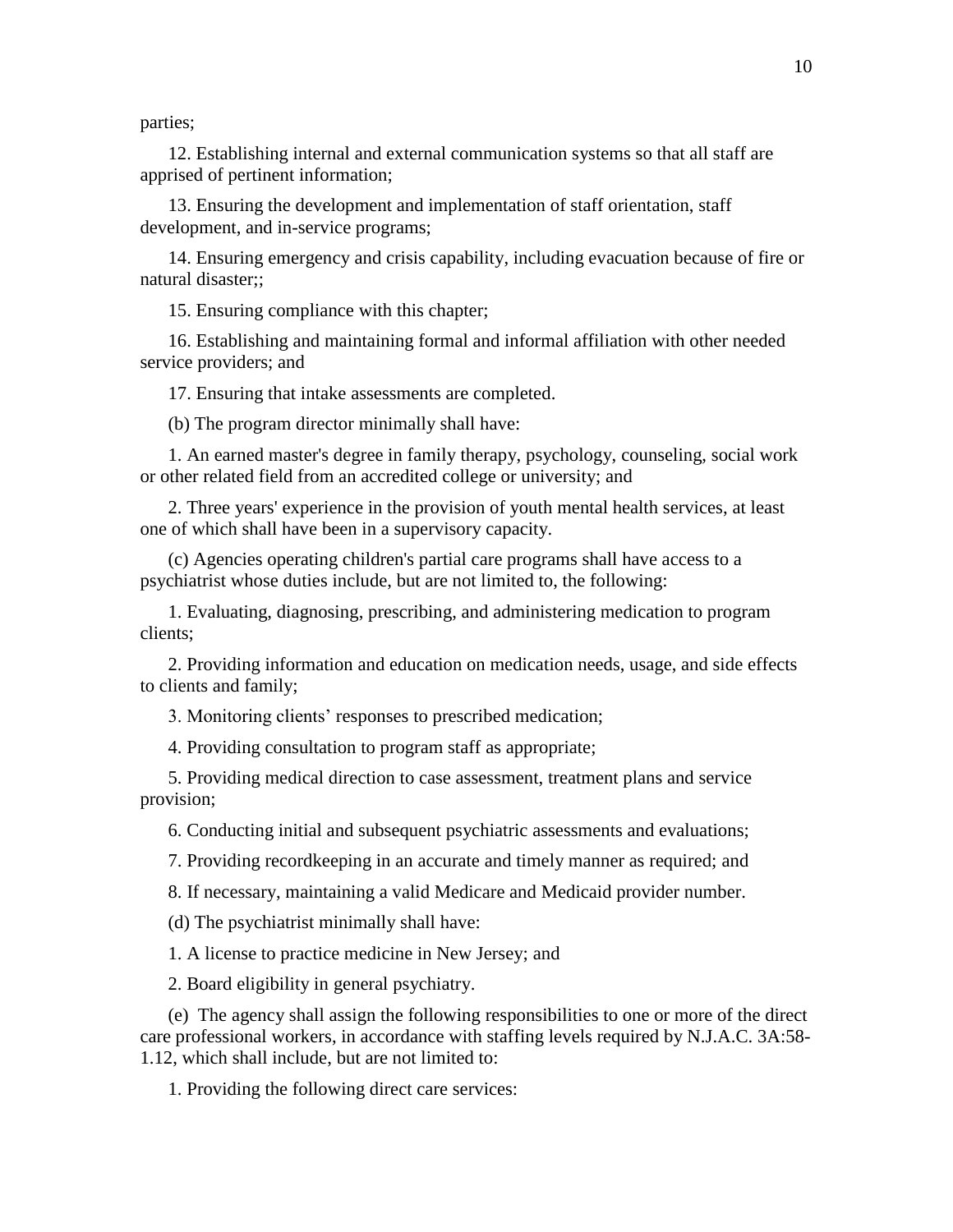parties;

12. Establishing internal and external communication systems so that all staff are apprised of pertinent information;

13. Ensuring the development and implementation of staff orientation, staff development, and in-service programs;

14. Ensuring emergency and crisis capability, including evacuation because of fire or natural disaster;;

15. Ensuring compliance with this chapter;

16. Establishing and maintaining formal and informal affiliation with other needed service providers; and

17. Ensuring that intake assessments are completed.

(b) The program director minimally shall have:

1. An earned master's degree in family therapy, psychology, counseling, social work or other related field from an accredited college or university; and

2. Three years' experience in the provision of youth mental health services, at least one of which shall have been in a supervisory capacity.

(c) Agencies operating children's partial care programs shall have access to a psychiatrist whose duties include, but are not limited to, the following:

1. Evaluating, diagnosing, prescribing, and administering medication to program clients;

2. Providing information and education on medication needs, usage, and side effects to clients and family;

3. Monitoring clients' responses to prescribed medication;

4. Providing consultation to program staff as appropriate;

5. Providing medical direction to case assessment, treatment plans and service provision;

6. Conducting initial and subsequent psychiatric assessments and evaluations;

7. Providing recordkeeping in an accurate and timely manner as required; and

8. If necessary, maintaining a valid Medicare and Medicaid provider number.

(d) The psychiatrist minimally shall have:

1. A license to practice medicine in New Jersey; and

2. Board eligibility in general psychiatry.

(e) The agency shall assign the following responsibilities to one or more of the direct care professional workers, in accordance with staffing levels required by N.J.A.C. 3A:58-1.12, which shall include, but are not limited to:

1. Providing the following direct care services: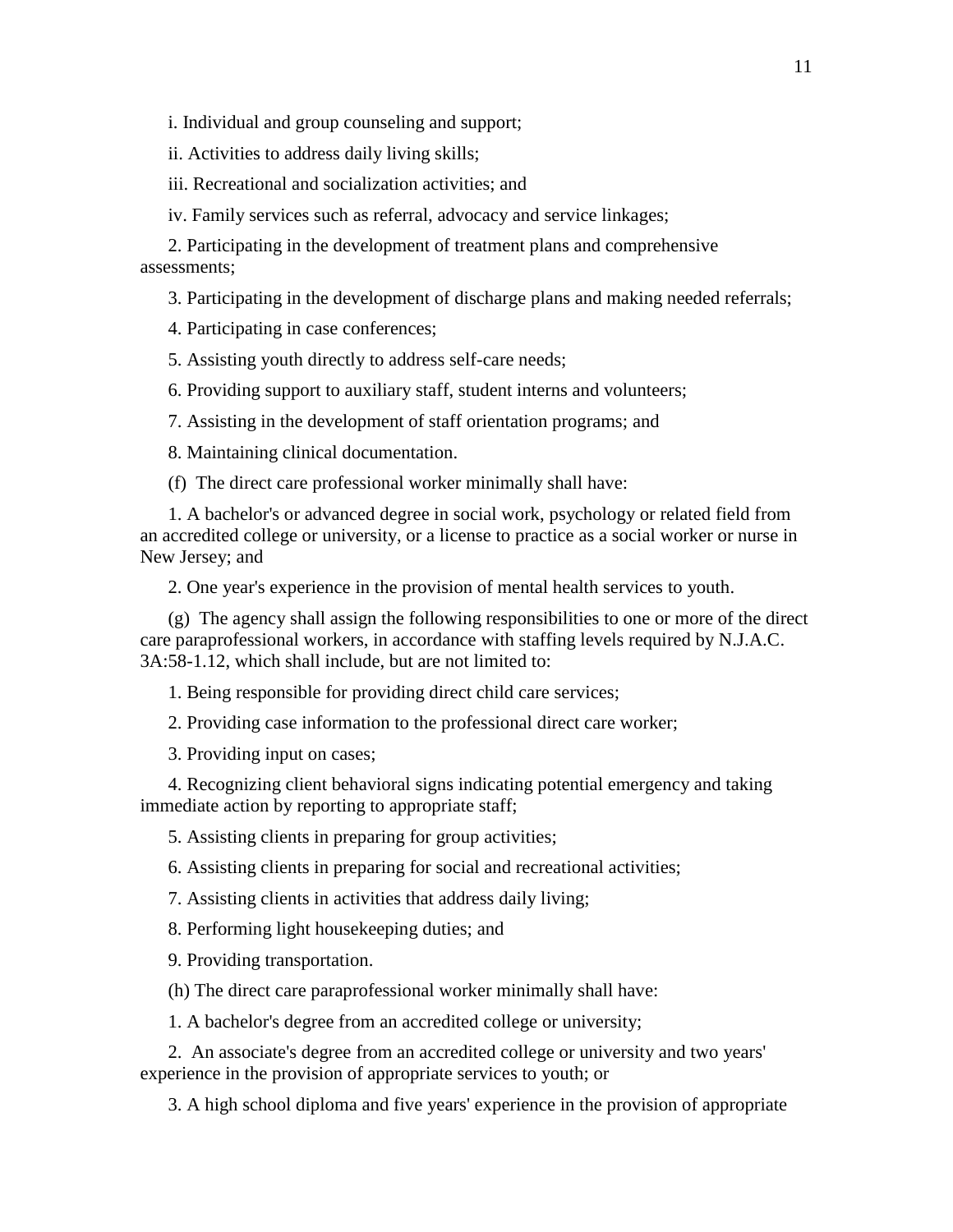i. Individual and group counseling and support;

ii. Activities to address daily living skills;

iii. Recreational and socialization activities; and

iv. Family services such as referral, advocacy and service linkages;

2. Participating in the development of treatment plans and comprehensive assessments;

3. Participating in the development of discharge plans and making needed referrals;

4. Participating in case conferences;

5. Assisting youth directly to address self-care needs;

6. Providing support to auxiliary staff, student interns and volunteers;

7. Assisting in the development of staff orientation programs; and

8. Maintaining clinical documentation.

(f) The direct care professional worker minimally shall have:

1. A bachelor's or advanced degree in social work, psychology or related field from an accredited college or university, or a license to practice as a social worker or nurse in New Jersey; and

2. One year's experience in the provision of mental health services to youth.

(g) The agency shall assign the following responsibilities to one or more of the direct care paraprofessional workers, in accordance with staffing levels required by N.J.A.C. 3A:58-1.12, which shall include, but are not limited to:

1. Being responsible for providing direct child care services;

2. Providing case information to the professional direct care worker;

3. Providing input on cases;

4. Recognizing client behavioral signs indicating potential emergency and taking immediate action by reporting to appropriate staff;

5. Assisting clients in preparing for group activities;

6. Assisting clients in preparing for social and recreational activities;

7. Assisting clients in activities that address daily living;

8. Performing light housekeeping duties; and

9. Providing transportation.

(h) The direct care paraprofessional worker minimally shall have:

1. A bachelor's degree from an accredited college or university;

2. An associate's degree from an accredited college or university and two years' experience in the provision of appropriate services to youth; or

3. A high school diploma and five years' experience in the provision of appropriate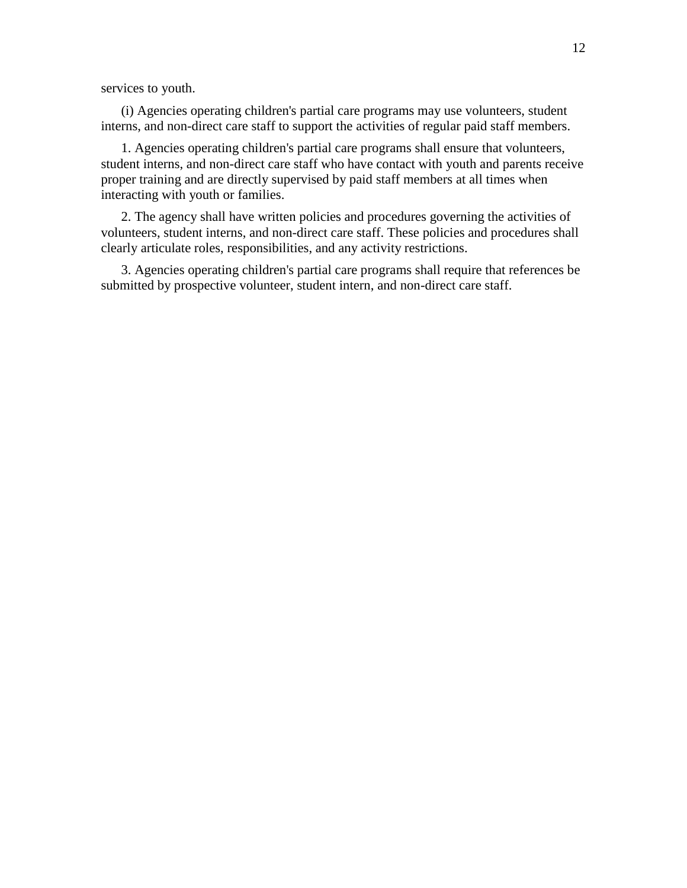services to youth.

(i) Agencies operating children's partial care programs may use volunteers, student interns, and non-direct care staff to support the activities of regular paid staff members.

1. Agencies operating children's partial care programs shall ensure that volunteers, student interns, and non-direct care staff who have contact with youth and parents receive proper training and are directly supervised by paid staff members at all times when interacting with youth or families.

2. The agency shall have written policies and procedures governing the activities of volunteers, student interns, and non-direct care staff. These policies and procedures shall clearly articulate roles, responsibilities, and any activity restrictions.

3. Agencies operating children's partial care programs shall require that references be submitted by prospective volunteer, student intern, and non-direct care staff.